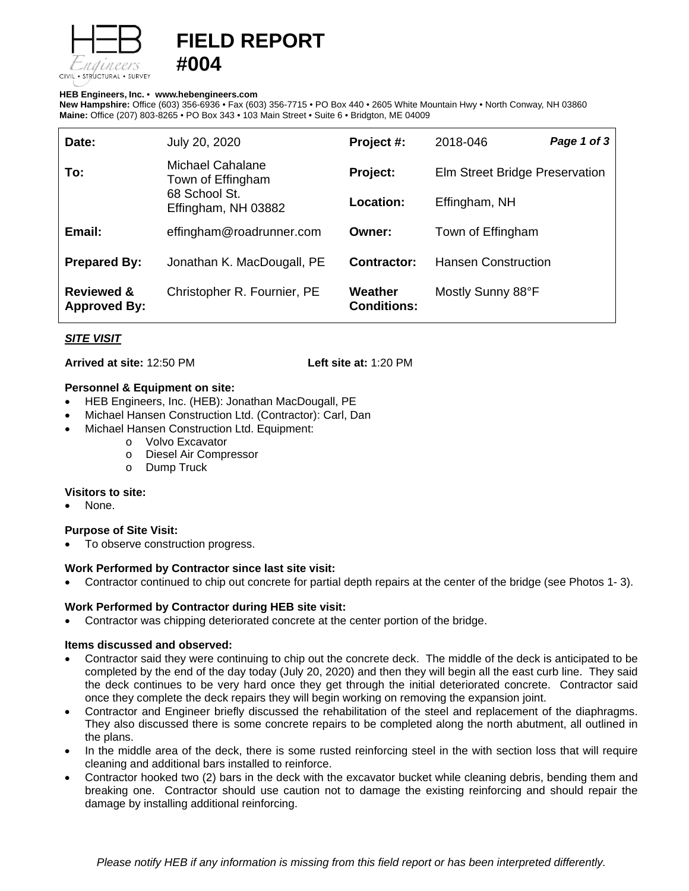# FIELD REPORT #004

**HEB Engineers, Inc.** • **www.hebengineers.com**
**New Hampshire:** Office (603) 356-6936 • Fax (603) 356-7715 • PO Box 440 • 2605 White Mountain Hwy • North Conway, NH 03860
**Maine:** Office (207) 803-8265 • PO Box 343 • 103 Main Street • Suite 6 • Bridgton, ME 04009

| | | | |
|---|---|---|---|
| **Date:** | July 20, 2020 | **Project #:** | 2018-046 |
| **To:** | Michael Cahalane<br>Town of Effingham<br>68 School St.<br>Effingham, NH 03882 | **Project:** | Elm Street Bridge Preservation |
| | | **Location:** | Effingham, NH |
| **Email:** | effingham@roadrunner.com | **Owner:** | Town of Effingham |
| **Prepared By:** | Jonathan K. MacDougall, PE | **Contractor:** | Hansen Construction |
| **Reviewed & Approved By:** | Christopher R. Fournier, PE | **Weather Conditions:** | Mostly Sunny 88°F |

### *SITE VISIT*

**Arrived at site:** 12:50 PM **Left site at:** 1:20 PM

**Personnel & Equipment on site:**

- HEB Engineers, Inc. (HEB): Jonathan MacDougall, PE
- Michael Hansen Construction Ltd. (Contractor): Carl, Dan
- Michael Hansen Construction Ltd. Equipment:
  - Volvo Excavator
  - Diesel Air Compressor
  - Dump Truck

**Visitors to site:**

- None.

**Purpose of Site Visit:**

- To observe construction progress.

**Work Performed by Contractor since last site visit:**

- Contractor continued to chip out concrete for partial depth repairs at the center of the bridge (see Photos 1- 3).

**Work Performed by Contractor during HEB site visit:**

- Contractor was chipping deteriorated concrete at the center portion of the bridge.

**Items discussed and observed:**

- Contractor said they were continuing to chip out the concrete deck. The middle of the deck is anticipated to be completed by the end of the day today (July 20, 2020) and then they will begin all the east curb line. They said the deck continues to be very hard once they get through the initial deteriorated concrete. Contractor said once they complete the deck repairs they will begin working on removing the expansion joint.
- Contractor and Engineer briefly discussed the rehabilitation of the steel and replacement of the diaphragms. They also discussed there is some concrete repairs to be completed along the north abutment, all outlined in the plans.
- In the middle area of the deck, there is some rusted reinforcing steel in the with section loss that will require cleaning and additional bars installed to reinforce.
- Contractor hooked two (2) bars in the deck with the excavator bucket while cleaning debris, bending them and breaking one. Contractor should use caution not to damage the existing reinforcing and should repair the damage by installing additional reinforcing.

*Please notify HEB if any information is missing from this field report or has been interpreted differently.*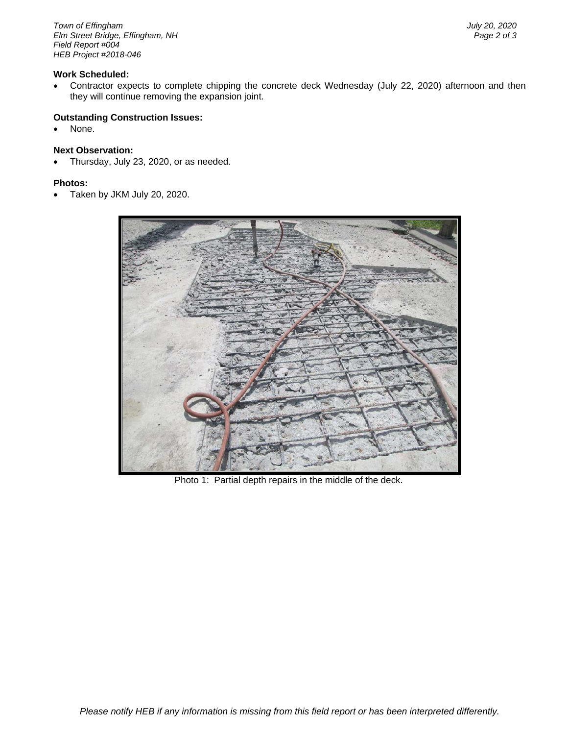**Work Scheduled:**

- Contractor expects to complete chipping the concrete deck Wednesday (July 22, 2020) afternoon and then they will continue removing the expansion joint.

**Outstanding Construction Issues:**

- None.

**Next Observation:**

- Thursday, July 23, 2020, or as needed.

**Photos:**

- Taken by JKM July 20, 2020.

Photo 1: Partial depth repairs in the middle of the deck.

*Please notify HEB if any information is missing from this field report or has been interpreted differently.*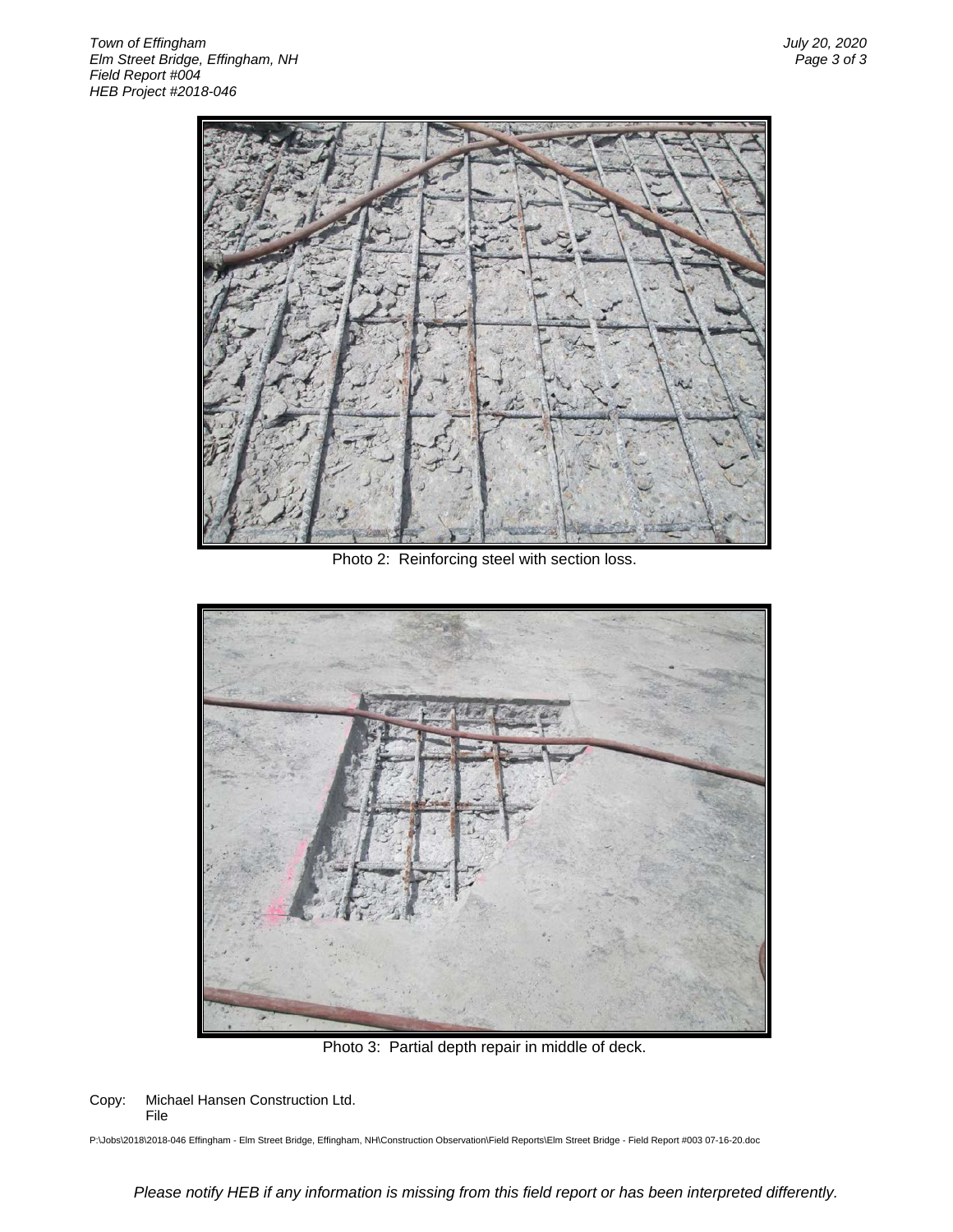Photo 2: Reinforcing steel with section loss.

Photo 3: Partial depth repair in middle of deck.

Copy: Michael Hansen Construction Ltd.
File

P:\Jobs\2018\2018-046 Effingham - Elm Street Bridge, Effingham, NH\Construction Observation\Field Reports\Elm Street Bridge - Field Report #003 07-16-20.doc

*Please notify HEB if any information is missing from this field report or has been interpreted differently.*